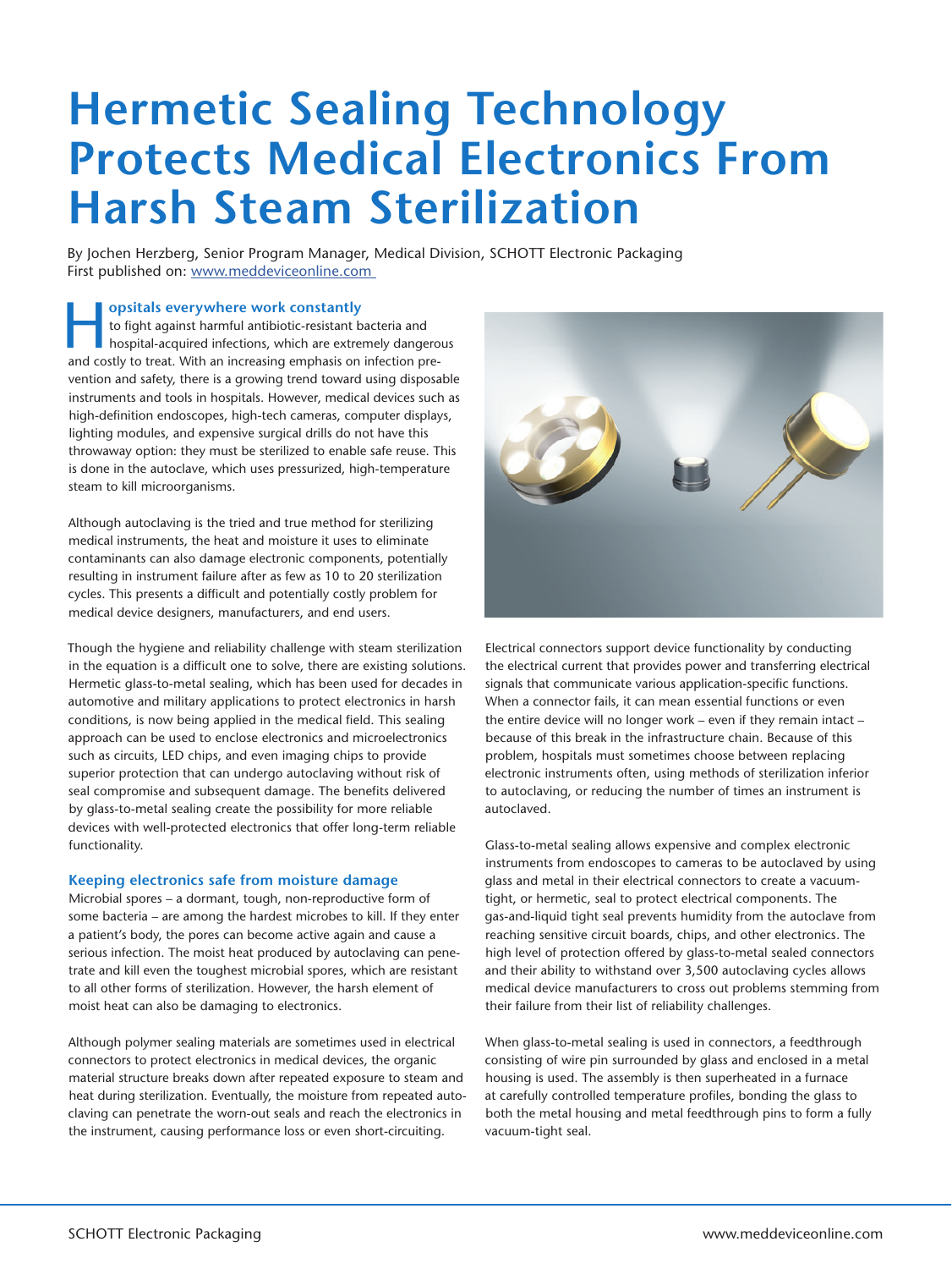# Hermetic Sealing Technology Protects Medical Electronics From Harsh Steam Sterilization

By Jochen Herzberg, Senior Program Manager, Medical Division, SCHOTT Electronic Packaging
First published on: www.meddeviceonline.com

**Hospitals everywhere work constantly** to fight against harmful antibiotic-resistant bacteria and hospital-acquired infections, which are extremely dangerous and costly to treat. With an increasing emphasis on infection prevention and safety, there is a growing trend toward using disposable instruments and tools in hospitals. However, medical devices such as high-definition endoscopes, high-tech cameras, computer displays, lighting modules, and expensive surgical drills do not have this throwaway option: they must be sterilized to enable safe reuse. This is done in the autoclave, which uses pressurized, high-temperature steam to kill microorganisms.

Although autoclaving is the tried and true method for sterilizing medical instruments, the heat and moisture it uses to eliminate contaminants can also damage electronic components, potentially resulting in instrument failure after as few as 10 to 20 sterilization cycles. This presents a difficult and potentially costly problem for medical device designers, manufacturers, and end users.

Though the hygiene and reliability challenge with steam sterilization in the equation is a difficult one to solve, there are existing solutions. Hermetic glass-to-metal sealing, which has been used for decades in automotive and military applications to protect electronics in harsh conditions, is now being applied in the medical field. This sealing approach can be used to enclose electronics and microelectronics such as circuits, LED chips, and even imaging chips to provide superior protection that can undergo autoclaving without risk of seal compromise and subsequent damage. The benefits delivered by glass-to-metal sealing create the possibility for more reliable devices with well-protected electronics that offer long-term reliable functionality.

### Keeping electronics safe from moisture damage

Microbial spores – a dormant, tough, non-reproductive form of some bacteria – are among the hardest microbes to kill. If they enter a patient's body, the pores can become active again and cause a serious infection. The moist heat produced by autoclaving can penetrate and kill even the toughest microbial spores, which are resistant to all other forms of sterilization. However, the harsh element of moist heat can also be damaging to electronics.

Although polymer sealing materials are sometimes used in electrical connectors to protect electronics in medical devices, the organic material structure breaks down after repeated exposure to steam and heat during sterilization. Eventually, the moisture from repeated autoclaving can penetrate the worn-out seals and reach the electronics in the instrument, causing performance loss or even short-circuiting.

Electrical connectors support device functionality by conducting the electrical current that provides power and transferring electrical signals that communicate various application-specific functions. When a connector fails, it can mean essential functions or even the entire device will no longer work – even if they remain intact – because of this break in the infrastructure chain. Because of this problem, hospitals must sometimes choose between replacing electronic instruments often, using methods of sterilization inferior to autoclaving, or reducing the number of times an instrument is autoclaved.

Glass-to-metal sealing allows expensive and complex electronic instruments from endoscopes to cameras to be autoclaved by using glass and metal in their electrical connectors to create a vacuum-tight, or hermetic, seal to protect electrical components. The gas-and-liquid tight seal prevents humidity from the autoclave from reaching sensitive circuit boards, chips, and other electronics. The high level of protection offered by glass-to-metal sealed connectors and their ability to withstand over 3,500 autoclaving cycles allows medical device manufacturers to cross out problems stemming from their failure from their list of reliability challenges.

When glass-to-metal sealing is used in connectors, a feedthrough consisting of wire pin surrounded by glass and enclosed in a metal housing is used. The assembly is then superheated in a furnace at carefully controlled temperature profiles, bonding the glass to both the metal housing and metal feedthrough pins to form a fully vacuum-tight seal.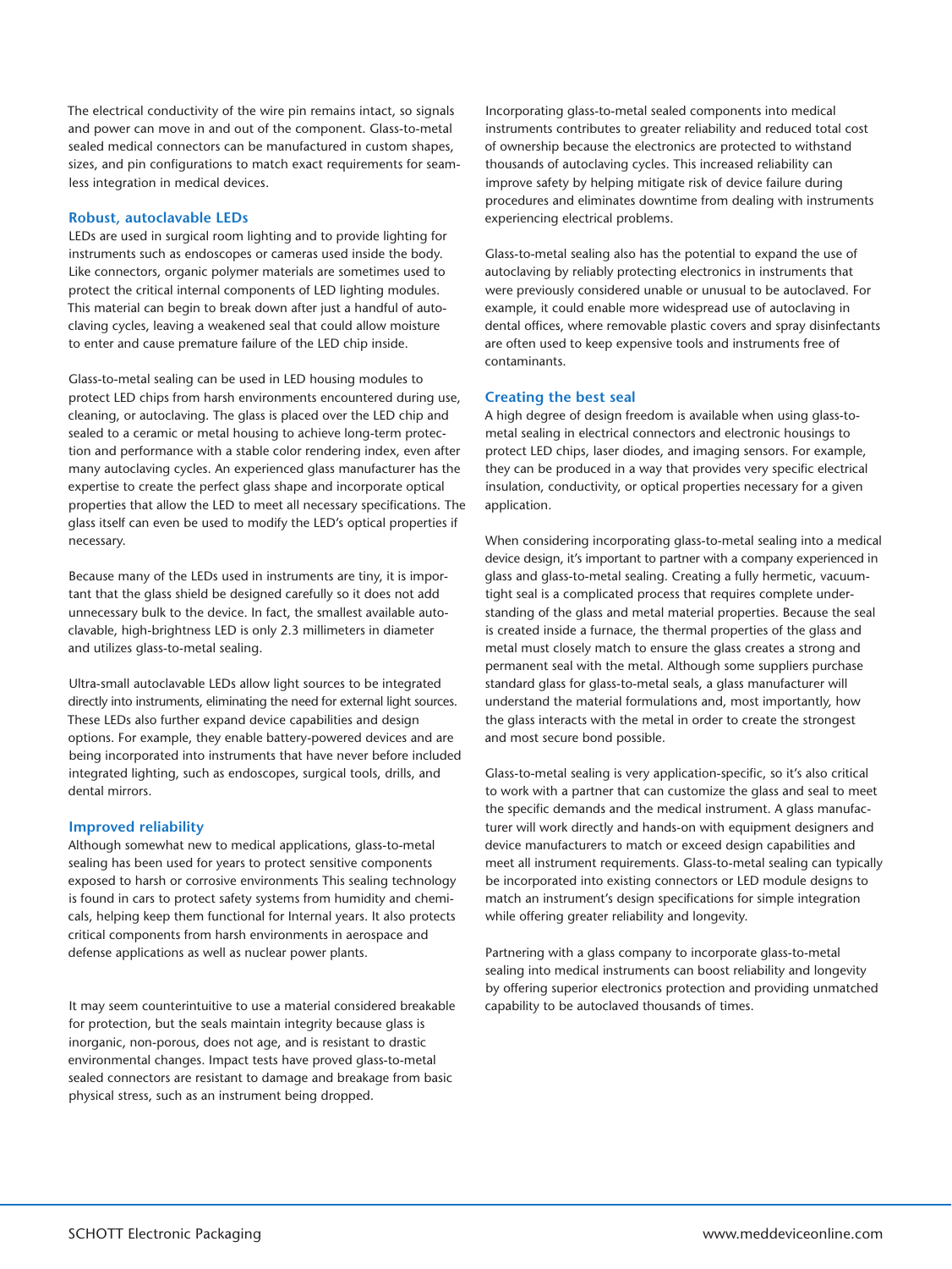The electrical conductivity of the wire pin remains intact, so signals and power can move in and out of the component. Glass-to-metal sealed medical connectors can be manufactured in custom shapes, sizes, and pin configurations to match exact requirements for seamless integration in medical devices.

### Robust, autoclavable LEDs

LEDs are used in surgical room lighting and to provide lighting for instruments such as endoscopes or cameras used inside the body. Like connectors, organic polymer materials are sometimes used to protect the critical internal components of LED lighting modules. This material can begin to break down after just a handful of autoclaving cycles, leaving a weakened seal that could allow moisture to enter and cause premature failure of the LED chip inside.

Glass-to-metal sealing can be used in LED housing modules to protect LED chips from harsh environments encountered during use, cleaning, or autoclaving. The glass is placed over the LED chip and sealed to a ceramic or metal housing to achieve long-term protection and performance with a stable color rendering index, even after many autoclaving cycles. An experienced glass manufacturer has the expertise to create the perfect glass shape and incorporate optical properties that allow the LED to meet all necessary specifications. The glass itself can even be used to modify the LED's optical properties if necessary.

Because many of the LEDs used in instruments are tiny, it is important that the glass shield be designed carefully so it does not add unnecessary bulk to the device. In fact, the smallest available autoclavable, high-brightness LED is only 2.3 millimeters in diameter and utilizes glass-to-metal sealing.

Ultra-small autoclavable LEDs allow light sources to be integrated directly into instruments, eliminating the need for external light sources. These LEDs also further expand device capabilities and design options. For example, they enable battery-powered devices and are being incorporated into instruments that have never before included integrated lighting, such as endoscopes, surgical tools, drills, and dental mirrors.

### Improved reliability

Although somewhat new to medical applications, glass-to-metal sealing has been used for years to protect sensitive components exposed to harsh or corrosive environments This sealing technology is found in cars to protect safety systems from humidity and chemicals, helping keep them functional for Internal years. It also protects critical components from harsh environments in aerospace and defense applications as well as nuclear power plants.

It may seem counterintuitive to use a material considered breakable for protection, but the seals maintain integrity because glass is inorganic, non-porous, does not age, and is resistant to drastic environmental changes. Impact tests have proved glass-to-metal sealed connectors are resistant to damage and breakage from basic physical stress, such as an instrument being dropped.

Incorporating glass-to-metal sealed components into medical instruments contributes to greater reliability and reduced total cost of ownership because the electronics are protected to withstand thousands of autoclaving cycles. This increased reliability can improve safety by helping mitigate risk of device failure during procedures and eliminates downtime from dealing with instruments experiencing electrical problems.

Glass-to-metal sealing also has the potential to expand the use of autoclaving by reliably protecting electronics in instruments that were previously considered unable or unusual to be autoclaved. For example, it could enable more widespread use of autoclaving in dental offices, where removable plastic covers and spray disinfectants are often used to keep expensive tools and instruments free of contaminants.

### Creating the best seal

A high degree of design freedom is available when using glass-to-metal sealing in electrical connectors and electronic housings to protect LED chips, laser diodes, and imaging sensors. For example, they can be produced in a way that provides very specific electrical insulation, conductivity, or optical properties necessary for a given application.

When considering incorporating glass-to-metal sealing into a medical device design, it's important to partner with a company experienced in glass and glass-to-metal sealing. Creating a fully hermetic, vacuum-tight seal is a complicated process that requires complete understanding of the glass and metal material properties. Because the seal is created inside a furnace, the thermal properties of the glass and metal must closely match to ensure the glass creates a strong and permanent seal with the metal. Although some suppliers purchase standard glass for glass-to-metal seals, a glass manufacturer will understand the material formulations and, most importantly, how the glass interacts with the metal in order to create the strongest and most secure bond possible.

Glass-to-metal sealing is very application-specific, so it's also critical to work with a partner that can customize the glass and seal to meet the specific demands and the medical instrument. A glass manufacturer will work directly and hands-on with equipment designers and device manufacturers to match or exceed design capabilities and meet all instrument requirements. Glass-to-metal sealing can typically be incorporated into existing connectors or LED module designs to match an instrument's design specifications for simple integration while offering greater reliability and longevity.

Partnering with a glass company to incorporate glass-to-metal sealing into medical instruments can boost reliability and longevity by offering superior electronics protection and providing unmatched capability to be autoclaved thousands of times.